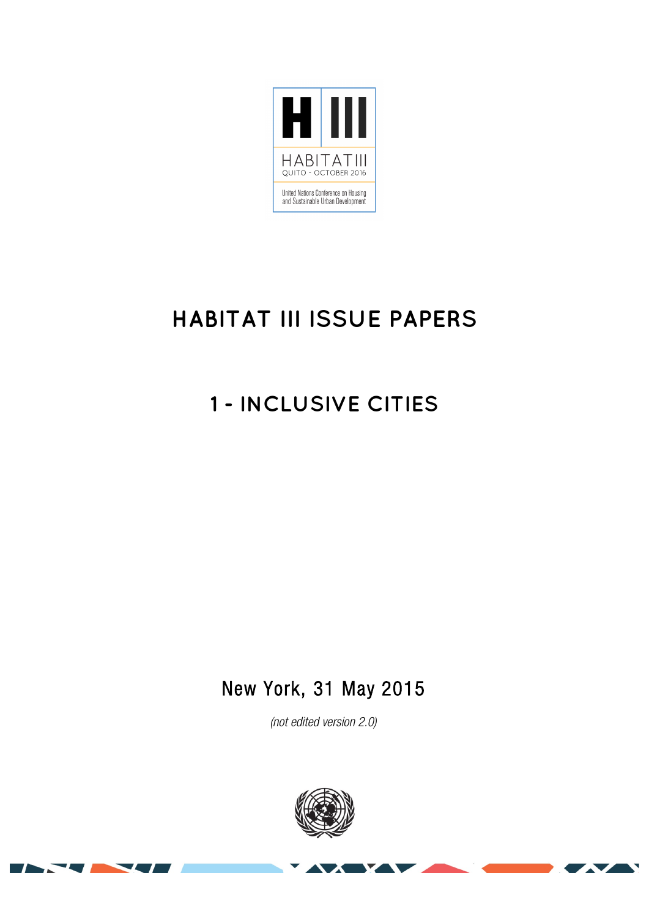H III

HABITAT III

QUITO - OCTOBER 2016

United Nations Conference on Housing and Sustainable Urban Development

# HABITAT III ISSUE PAPERS

## 1 - INCLUSIVE CITIES

New York, 31 May 2015

*(not edited version 2.0)*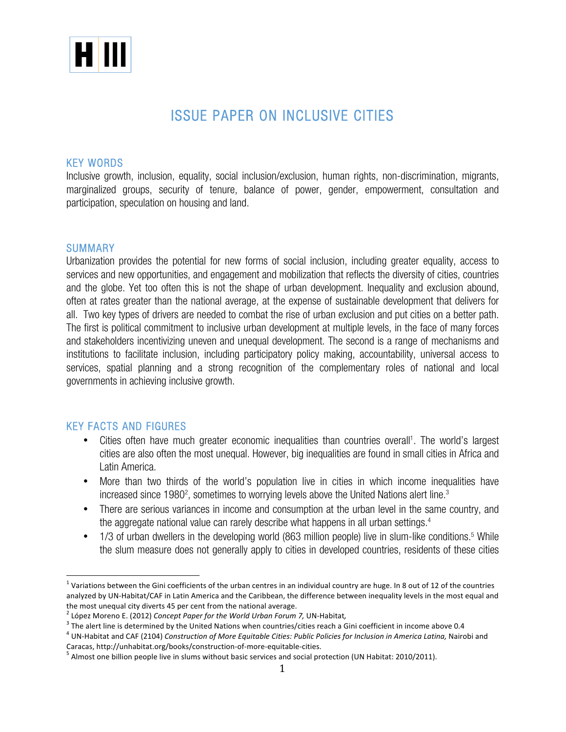# ISSUE PAPER ON INCLUSIVE CITIES

## KEY WORDS

Inclusive growth, inclusion, equality, social inclusion/exclusion, human rights, non-discrimination, migrants, marginalized groups, security of tenure, balance of power, gender, empowerment, consultation and participation, speculation on housing and land.

## SUMMARY

Urbanization provides the potential for new forms of social inclusion, including greater equality, access to services and new opportunities, and engagement and mobilization that reflects the diversity of cities, countries and the globe. Yet too often this is not the shape of urban development. Inequality and exclusion abound, often at rates greater than the national average, at the expense of sustainable development that delivers for all. Two key types of drivers are needed to combat the rise of urban exclusion and put cities on a better path. The first is political commitment to inclusive urban development at multiple levels, in the face of many forces and stakeholders incentivizing uneven and unequal development. The second is a range of mechanisms and institutions to facilitate inclusion, including participatory policy making, accountability, universal access to services, spatial planning and a strong recognition of the complementary roles of national and local governments in achieving inclusive growth.

## KEY FACTS AND FIGURES

- Cities often have much greater economic inequalities than countries overall[1]. The world's largest cities are also often the most unequal. However, big inequalities are found in small cities in Africa and Latin America.
- More than two thirds of the world's population live in cities in which income inequalities have increased since 1980[2], sometimes to worrying levels above the United Nations alert line.[3]
- There are serious variances in income and consumption at the urban level in the same country, and the aggregate national value can rarely describe what happens in all urban settings.[4]
- 1/3 of urban dwellers in the developing world (863 million people) live in slum-like conditions.[5] While the slum measure does not generally apply to cities in developed countries, residents of these cities

---

[1] Variations between the Gini coefficients of the urban centres in an individual country are huge. In 8 out of 12 of the countries analyzed by UN-Habitat/CAF in Latin America and the Caribbean, the difference between inequality levels in the most equal and the most unequal city diverts 45 per cent from the national average.

[2] López Moreno E. (2012) *Concept Paper for the World Urban Forum 7,* UN-Habitat,

[3] The alert line is determined by the United Nations when countries/cities reach a Gini coefficient in income above 0.4

[4] UN-Habitat and CAF (2104) *Construction of More Equitable Cities: Public Policies for Inclusion in America Latina,* Nairobi and Caracas, http://unhabitat.org/books/construction-of-more-equitable-cities.

[5] Almost one billion people live in slums without basic services and social protection (UN Habitat: 2010/2011).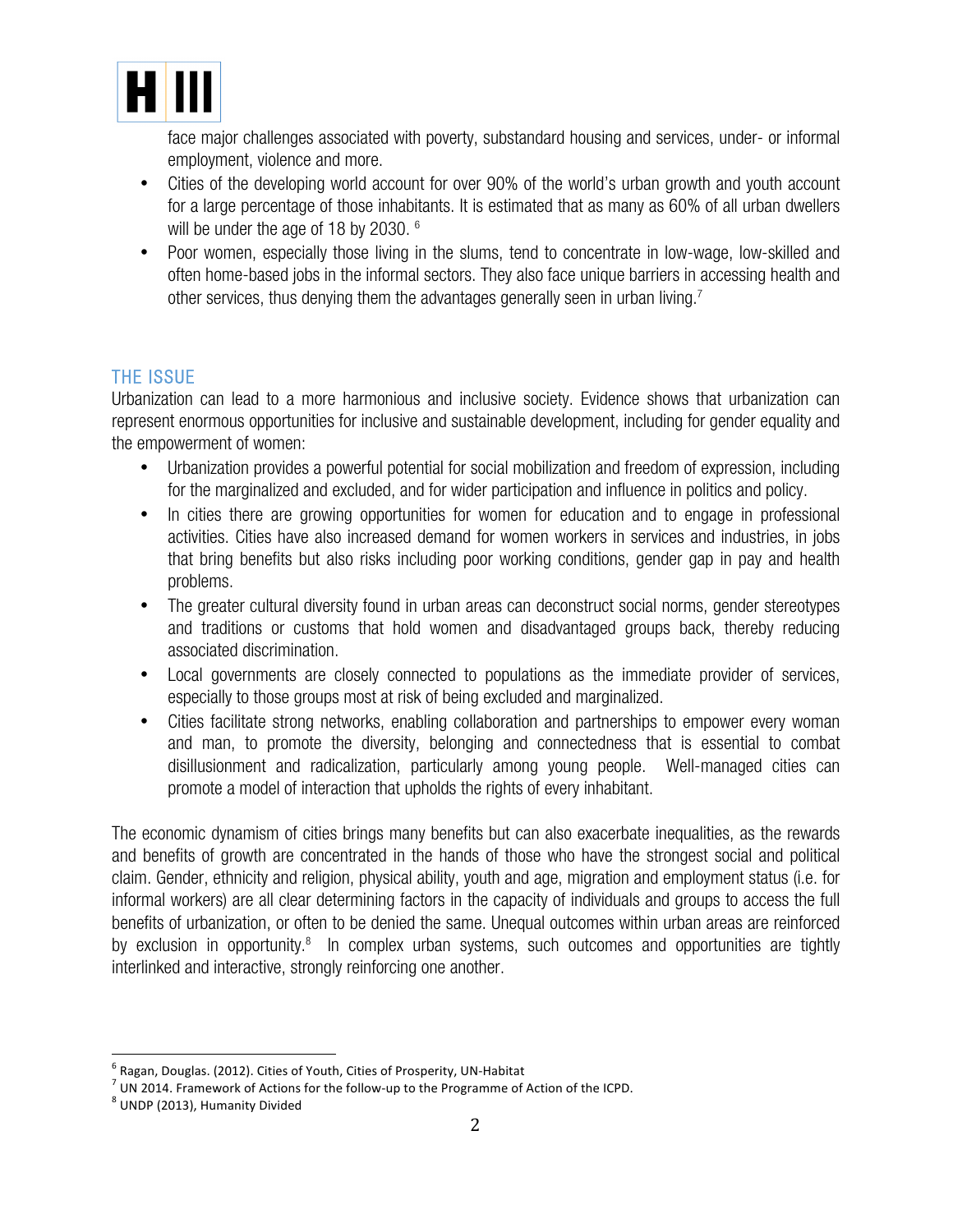face major challenges associated with poverty, substandard housing and services, under- or informal employment, violence and more.

- Cities of the developing world account for over 90% of the world's urban growth and youth account for a large percentage of those inhabitants. It is estimated that as many as 60% of all urban dwellers will be under the age of 18 by 2030. [6]
- Poor women, especially those living in the slums, tend to concentrate in low-wage, low-skilled and often home-based jobs in the informal sectors. They also face unique barriers in accessing health and other services, thus denying them the advantages generally seen in urban living.[7]

## THE ISSUE

Urbanization can lead to a more harmonious and inclusive society. Evidence shows that urbanization can represent enormous opportunities for inclusive and sustainable development, including for gender equality and the empowerment of women:

- Urbanization provides a powerful potential for social mobilization and freedom of expression, including for the marginalized and excluded, and for wider participation and influence in politics and policy.
- In cities there are growing opportunities for women for education and to engage in professional activities. Cities have also increased demand for women workers in services and industries, in jobs that bring benefits but also risks including poor working conditions, gender gap in pay and health problems.
- The greater cultural diversity found in urban areas can deconstruct social norms, gender stereotypes and traditions or customs that hold women and disadvantaged groups back, thereby reducing associated discrimination.
- Local governments are closely connected to populations as the immediate provider of services, especially to those groups most at risk of being excluded and marginalized.
- Cities facilitate strong networks, enabling collaboration and partnerships to empower every woman and man, to promote the diversity, belonging and connectedness that is essential to combat disillusionment and radicalization, particularly among young people. Well-managed cities can promote a model of interaction that upholds the rights of every inhabitant.

The economic dynamism of cities brings many benefits but can also exacerbate inequalities, as the rewards and benefits of growth are concentrated in the hands of those who have the strongest social and political claim. Gender, ethnicity and religion, physical ability, youth and age, migration and employment status (i.e. for informal workers) are all clear determining factors in the capacity of individuals and groups to access the full benefits of urbanization, or often to be denied the same. Unequal outcomes within urban areas are reinforced by exclusion in opportunity.[8] In complex urban systems, such outcomes and opportunities are tightly interlinked and interactive, strongly reinforcing one another.

---

[6] Ragan, Douglas. (2012). Cities of Youth, Cities of Prosperity, UN-Habitat

[7] UN 2014. Framework of Actions for the follow-up to the Programme of Action of the ICPD.

[8] UNDP (2013), Humanity Divided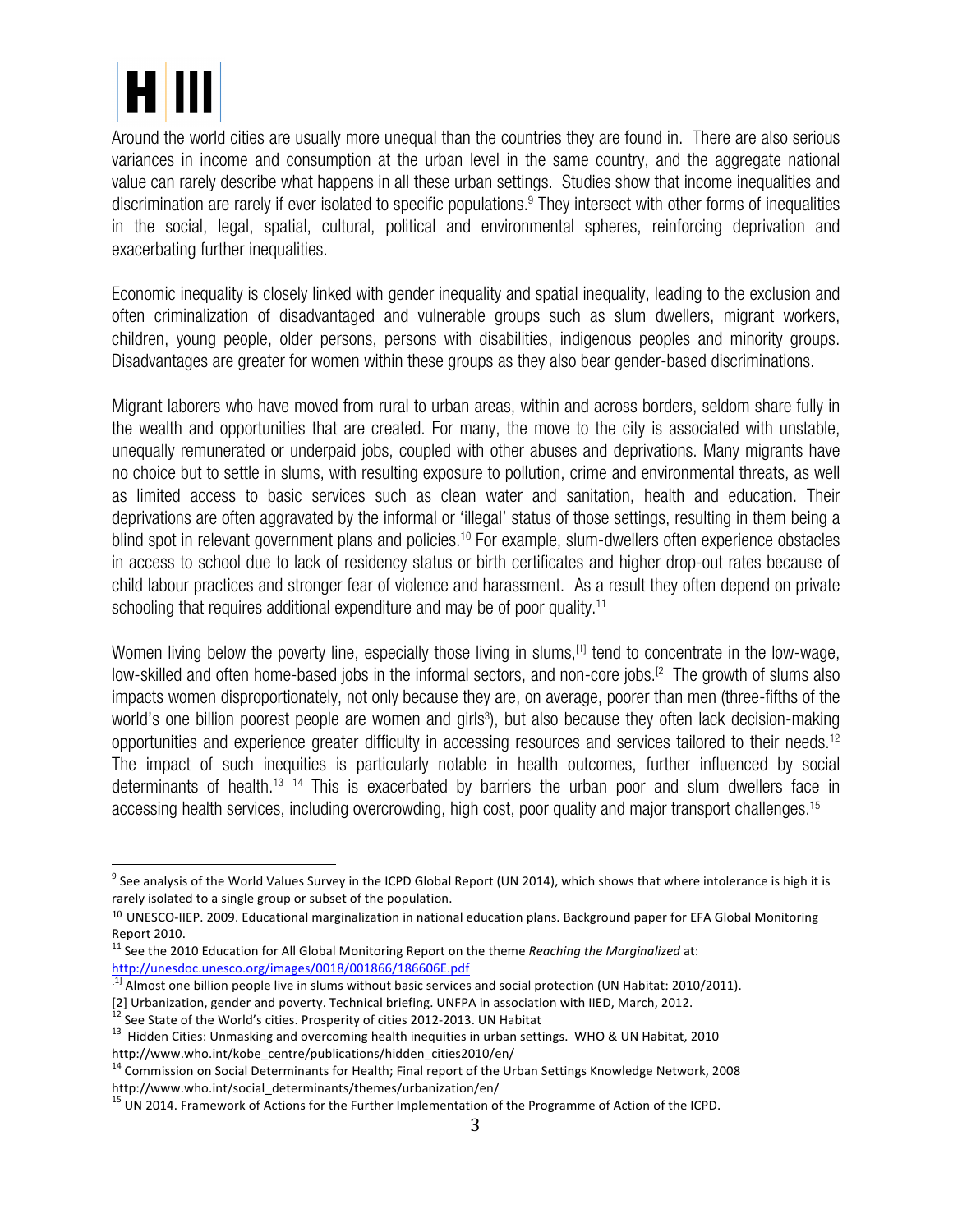Around the world cities are usually more unequal than the countries they are found in. There are also serious variances in income and consumption at the urban level in the same country, and the aggregate national value can rarely describe what happens in all these urban settings. Studies show that income inequalities and discrimination are rarely if ever isolated to specific populations.[9] They intersect with other forms of inequalities in the social, legal, spatial, cultural, political and environmental spheres, reinforcing deprivation and exacerbating further inequalities.

Economic inequality is closely linked with gender inequality and spatial inequality, leading to the exclusion and often criminalization of disadvantaged and vulnerable groups such as slum dwellers, migrant workers, children, young people, older persons, persons with disabilities, indigenous peoples and minority groups. Disadvantages are greater for women within these groups as they also bear gender-based discriminations.

Migrant laborers who have moved from rural to urban areas, within and across borders, seldom share fully in the wealth and opportunities that are created. For many, the move to the city is associated with unstable, unequally remunerated or underpaid jobs, coupled with other abuses and deprivations. Many migrants have no choice but to settle in slums, with resulting exposure to pollution, crime and environmental threats, as well as limited access to basic services such as clean water and sanitation, health and education. Their deprivations are often aggravated by the informal or 'illegal' status of those settings, resulting in them being a blind spot in relevant government plans and policies.[10] For example, slum-dwellers often experience obstacles in access to school due to lack of residency status or birth certificates and higher drop-out rates because of child labour practices and stronger fear of violence and harassment. As a result they often depend on private schooling that requires additional expenditure and may be of poor quality.[11]

Women living below the poverty line, especially those living in slums,[1] tend to concentrate in the low-wage, low-skilled and often home-based jobs in the informal sectors, and non-core jobs.[2] The growth of slums also impacts women disproportionately, not only because they are, on average, poorer than men (three-fifths of the world's one billion poorest people are women and girls[3]), but also because they often lack decision-making opportunities and experience greater difficulty in accessing resources and services tailored to their needs.[12] The impact of such inequities is particularly notable in health outcomes, further influenced by social determinants of health.[13] [14] This is exacerbated by barriers the urban poor and slum dwellers face in accessing health services, including overcrowding, high cost, poor quality and major transport challenges.[15]

---

[9] See analysis of the World Values Survey in the ICPD Global Report (UN 2014), which shows that where intolerance is high it is rarely isolated to a single group or subset of the population.

[10] UNESCO-IIEP. 2009. Educational marginalization in national education plans. Background paper for EFA Global Monitoring Report 2010.

[11] See the 2010 Education for All Global Monitoring Report on the theme *Reaching the Marginalized* at: http://unesdoc.unesco.org/images/0018/001866/186606E.pdf

[1] Almost one billion people live in slums without basic services and social protection (UN Habitat: 2010/2011).

[2] Urbanization, gender and poverty. Technical briefing. UNFPA in association with IIED, March, 2012.

[12] See State of the World's cities. Prosperity of cities 2012-2013. UN Habitat

[13] Hidden Cities: Unmasking and overcoming health inequities in urban settings. WHO & UN Habitat, 2010 http://www.who.int/kobe_centre/publications/hidden_cities2010/en/

[14] Commission on Social Determinants for Health; Final report of the Urban Settings Knowledge Network, 2008 http://www.who.int/social_determinants/themes/urbanization/en/

[15] UN 2014. Framework of Actions for the Further Implementation of the Programme of Action of the ICPD.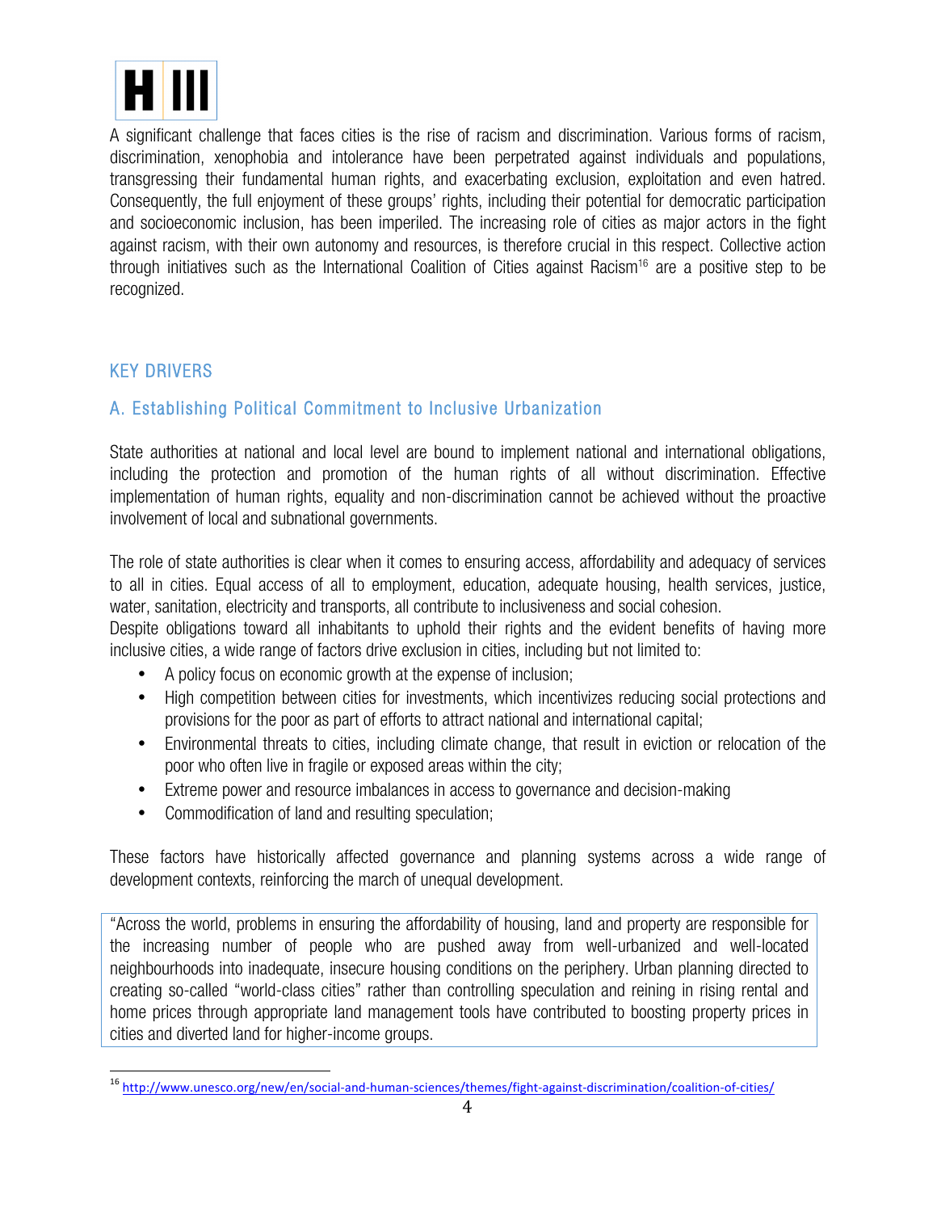A significant challenge that faces cities is the rise of racism and discrimination. Various forms of racism, discrimination, xenophobia and intolerance have been perpetrated against individuals and populations, transgressing their fundamental human rights, and exacerbating exclusion, exploitation and even hatred. Consequently, the full enjoyment of these groups' rights, including their potential for democratic participation and socioeconomic inclusion, has been imperiled. The increasing role of cities as major actors in the fight against racism, with their own autonomy and resources, is therefore crucial in this respect. Collective action through initiatives such as the International Coalition of Cities against Racism[16] are a positive step to be recognized.

## KEY DRIVERS

### A. Establishing Political Commitment to Inclusive Urbanization

State authorities at national and local level are bound to implement national and international obligations, including the protection and promotion of the human rights of all without discrimination. Effective implementation of human rights, equality and non-discrimination cannot be achieved without the proactive involvement of local and subnational governments.

The role of state authorities is clear when it comes to ensuring access, affordability and adequacy of services to all in cities. Equal access of all to employment, education, adequate housing, health services, justice, water, sanitation, electricity and transports, all contribute to inclusiveness and social cohesion.
Despite obligations toward all inhabitants to uphold their rights and the evident benefits of having more inclusive cities, a wide range of factors drive exclusion in cities, including but not limited to:

- A policy focus on economic growth at the expense of inclusion;
- High competition between cities for investments, which incentivizes reducing social protections and provisions for the poor as part of efforts to attract national and international capital;
- Environmental threats to cities, including climate change, that result in eviction or relocation of the poor who often live in fragile or exposed areas within the city;
- Extreme power and resource imbalances in access to governance and decision-making
- Commodification of land and resulting speculation;

These factors have historically affected governance and planning systems across a wide range of development contexts, reinforcing the march of unequal development.

"Across the world, problems in ensuring the affordability of housing, land and property are responsible for the increasing number of people who are pushed away from well-urbanized and well-located neighbourhoods into inadequate, insecure housing conditions on the periphery. Urban planning directed to creating so-called "world-class cities" rather than controlling speculation and reining in rising rental and home prices through appropriate land management tools have contributed to boosting property prices in cities and diverted land for higher-income groups.

[16] http://www.unesco.org/new/en/social-and-human-sciences/themes/fight-against-discrimination/coalition-of-cities/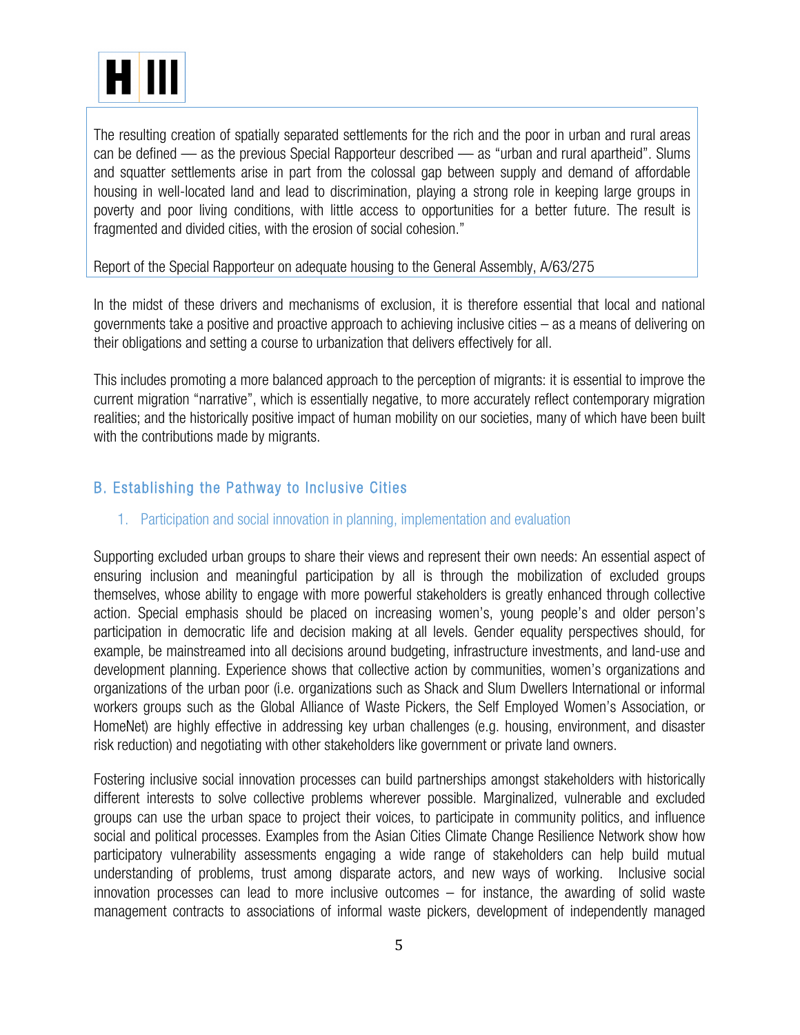> The resulting creation of spatially separated settlements for the rich and the poor in urban and rural areas can be defined — as the previous Special Rapporteur described — as "urban and rural apartheid". Slums and squatter settlements arise in part from the colossal gap between supply and demand of affordable housing in well-located land and lead to discrimination, playing a strong role in keeping large groups in poverty and poor living conditions, with little access to opportunities for a better future. The result is fragmented and divided cities, with the erosion of social cohesion."
>
> Report of the Special Rapporteur on adequate housing to the General Assembly, A/63/275

In the midst of these drivers and mechanisms of exclusion, it is therefore essential that local and national governments take a positive and proactive approach to achieving inclusive cities – as a means of delivering on their obligations and setting a course to urbanization that delivers effectively for all.

This includes promoting a more balanced approach to the perception of migrants: it is essential to improve the current migration "narrative", which is essentially negative, to more accurately reflect contemporary migration realities; and the historically positive impact of human mobility on our societies, many of which have been built with the contributions made by migrants.

## B. Establishing the Pathway to Inclusive Cities

### 1. Participation and social innovation in planning, implementation and evaluation

Supporting excluded urban groups to share their views and represent their own needs: An essential aspect of ensuring inclusion and meaningful participation by all is through the mobilization of excluded groups themselves, whose ability to engage with more powerful stakeholders is greatly enhanced through collective action. Special emphasis should be placed on increasing women's, young people's and older person's participation in democratic life and decision making at all levels. Gender equality perspectives should, for example, be mainstreamed into all decisions around budgeting, infrastructure investments, and land-use and development planning. Experience shows that collective action by communities, women's organizations and organizations of the urban poor (i.e. organizations such as Shack and Slum Dwellers International or informal workers groups such as the Global Alliance of Waste Pickers, the Self Employed Women's Association, or HomeNet) are highly effective in addressing key urban challenges (e.g. housing, environment, and disaster risk reduction) and negotiating with other stakeholders like government or private land owners.

Fostering inclusive social innovation processes can build partnerships amongst stakeholders with historically different interests to solve collective problems wherever possible. Marginalized, vulnerable and excluded groups can use the urban space to project their voices, to participate in community politics, and influence social and political processes. Examples from the Asian Cities Climate Change Resilience Network show how participatory vulnerability assessments engaging a wide range of stakeholders can help build mutual understanding of problems, trust among disparate actors, and new ways of working. Inclusive social innovation processes can lead to more inclusive outcomes – for instance, the awarding of solid waste management contracts to associations of informal waste pickers, development of independently managed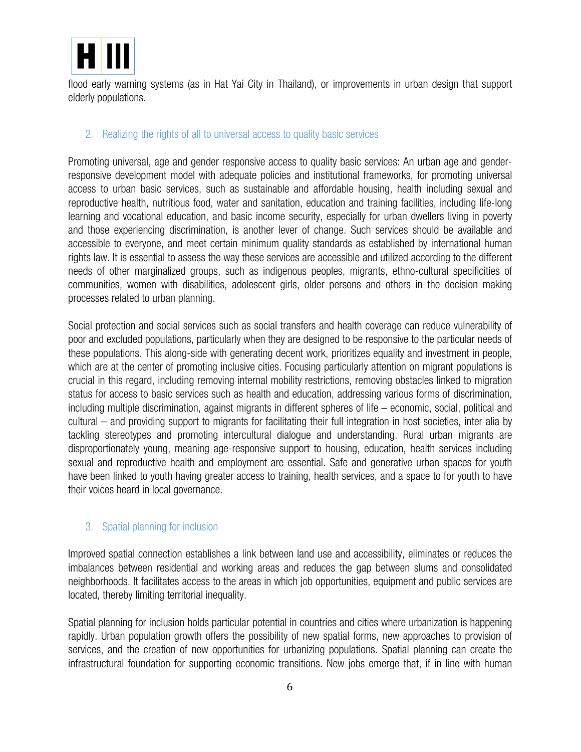flood early warning systems (as in Hat Yai City in Thailand), or improvements in urban design that support elderly populations.

## 2. Realizing the rights of all to universal access to quality basic services

Promoting universal, age and gender responsive access to quality basic services: An urban age and gender-responsive development model with adequate policies and institutional frameworks, for promoting universal access to urban basic services, such as sustainable and affordable housing, health including sexual and reproductive health, nutritious food, water and sanitation, education and training facilities, including life-long learning and vocational education, and basic income security, especially for urban dwellers living in poverty and those experiencing discrimination, is another lever of change. Such services should be available and accessible to everyone, and meet certain minimum quality standards as established by international human rights law. It is essential to assess the way these services are accessible and utilized according to the different needs of other marginalized groups, such as indigenous peoples, migrants, ethno-cultural specificities of communities, women with disabilities, adolescent girls, older persons and others in the decision making processes related to urban planning.

Social protection and social services such as social transfers and health coverage can reduce vulnerability of poor and excluded populations, particularly when they are designed to be responsive to the particular needs of these populations. This along-side with generating decent work, prioritizes equality and investment in people, which are at the center of promoting inclusive cities. Focusing particularly attention on migrant populations is crucial in this regard, including removing internal mobility restrictions, removing obstacles linked to migration status for access to basic services such as health and education, addressing various forms of discrimination, including multiple discrimination, against migrants in different spheres of life – economic, social, political and cultural – and providing support to migrants for facilitating their full integration in host societies, inter alia by tackling stereotypes and promoting intercultural dialogue and understanding. Rural urban migrants are disproportionately young, meaning age-responsive support to housing, education, health services including sexual and reproductive health and employment are essential. Safe and generative urban spaces for youth have been linked to youth having greater access to training, health services, and a space to for youth to have their voices heard in local governance.

## 3. Spatial planning for inclusion

Improved spatial connection establishes a link between land use and accessibility, eliminates or reduces the imbalances between residential and working areas and reduces the gap between slums and consolidated neighborhoods. It facilitates access to the areas in which job opportunities, equipment and public services are located, thereby limiting territorial inequality.

Spatial planning for inclusion holds particular potential in countries and cities where urbanization is happening rapidly. Urban population growth offers the possibility of new spatial forms, new approaches to provision of services, and the creation of new opportunities for urbanizing populations. Spatial planning can create the infrastructural foundation for supporting economic transitions. New jobs emerge that, if in line with human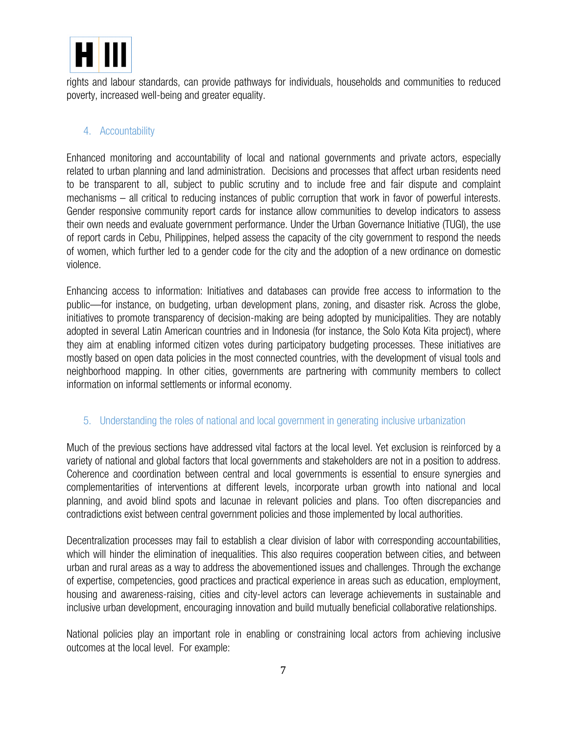rights and labour standards, can provide pathways for individuals, households and communities to reduced poverty, increased well-being and greater equality.

## 4. Accountability

Enhanced monitoring and accountability of local and national governments and private actors, especially related to urban planning and land administration. Decisions and processes that affect urban residents need to be transparent to all, subject to public scrutiny and to include free and fair dispute and complaint mechanisms – all critical to reducing instances of public corruption that work in favor of powerful interests. Gender responsive community report cards for instance allow communities to develop indicators to assess their own needs and evaluate government performance. Under the Urban Governance Initiative (TUGI), the use of report cards in Cebu, Philippines, helped assess the capacity of the city government to respond the needs of women, which further led to a gender code for the city and the adoption of a new ordinance on domestic violence.

Enhancing access to information: Initiatives and databases can provide free access to information to the public—for instance, on budgeting, urban development plans, zoning, and disaster risk. Across the globe, initiatives to promote transparency of decision-making are being adopted by municipalities. They are notably adopted in several Latin American countries and in Indonesia (for instance, the Solo Kota Kita project), where they aim at enabling informed citizen votes during participatory budgeting processes. These initiatives are mostly based on open data policies in the most connected countries, with the development of visual tools and neighborhood mapping. In other cities, governments are partnering with community members to collect information on informal settlements or informal economy.

## 5. Understanding the roles of national and local government in generating inclusive urbanization

Much of the previous sections have addressed vital factors at the local level. Yet exclusion is reinforced by a variety of national and global factors that local governments and stakeholders are not in a position to address. Coherence and coordination between central and local governments is essential to ensure synergies and complementarities of interventions at different levels, incorporate urban growth into national and local planning, and avoid blind spots and lacunae in relevant policies and plans. Too often discrepancies and contradictions exist between central government policies and those implemented by local authorities.

Decentralization processes may fail to establish a clear division of labor with corresponding accountabilities, which will hinder the elimination of inequalities. This also requires cooperation between cities, and between urban and rural areas as a way to address the abovementioned issues and challenges. Through the exchange of expertise, competencies, good practices and practical experience in areas such as education, employment, housing and awareness-raising, cities and city-level actors can leverage achievements in sustainable and inclusive urban development, encouraging innovation and build mutually beneficial collaborative relationships.

National policies play an important role in enabling or constraining local actors from achieving inclusive outcomes at the local level. For example: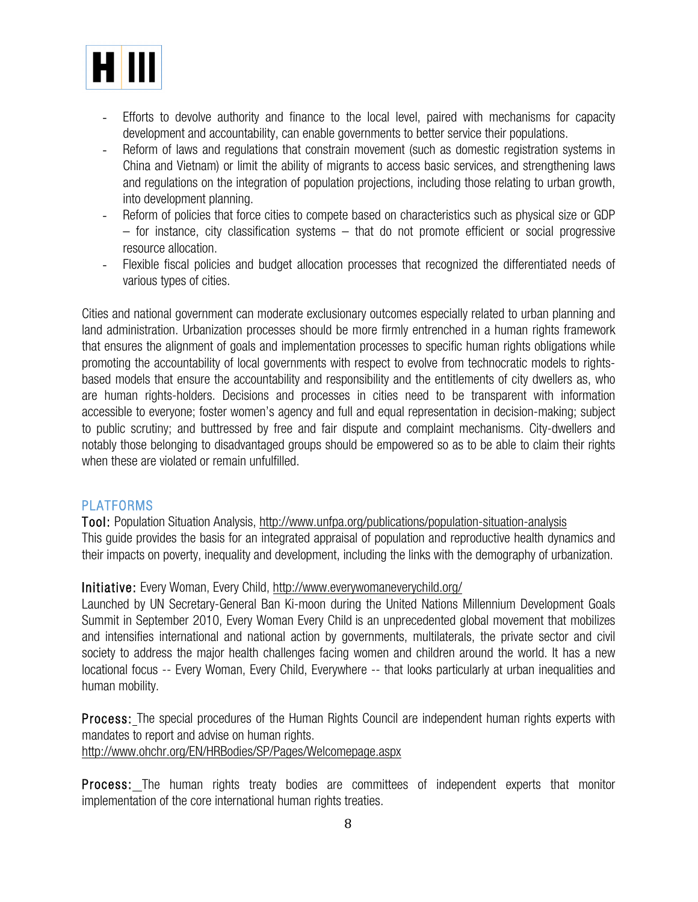- Efforts to devolve authority and finance to the local level, paired with mechanisms for capacity development and accountability, can enable governments to better service their populations.
- Reform of laws and regulations that constrain movement (such as domestic registration systems in China and Vietnam) or limit the ability of migrants to access basic services, and strengthening laws and regulations on the integration of population projections, including those relating to urban growth, into development planning.
- Reform of policies that force cities to compete based on characteristics such as physical size or GDP – for instance, city classification systems – that do not promote efficient or social progressive resource allocation.
- Flexible fiscal policies and budget allocation processes that recognized the differentiated needs of various types of cities.

Cities and national government can moderate exclusionary outcomes especially related to urban planning and land administration. Urbanization processes should be more firmly entrenched in a human rights framework that ensures the alignment of goals and implementation processes to specific human rights obligations while promoting the accountability of local governments with respect to evolve from technocratic models to rights-based models that ensure the accountability and responsibility and the entitlements of city dwellers as, who are human rights-holders. Decisions and processes in cities need to be transparent with information accessible to everyone; foster women's agency and full and equal representation in decision-making; subject to public scrutiny; and buttressed by free and fair dispute and complaint mechanisms. City-dwellers and notably those belonging to disadvantaged groups should be empowered so as to be able to claim their rights when these are violated or remain unfulfilled.

## PLATFORMS

**Tool:** Population Situation Analysis, http://www.unfpa.org/publications/population-situation-analysis
This guide provides the basis for an integrated appraisal of population and reproductive health dynamics and their impacts on poverty, inequality and development, including the links with the demography of urbanization.

**Initiative:** Every Woman, Every Child, http://www.everywomaneverychild.org/
Launched by UN Secretary-General Ban Ki-moon during the United Nations Millennium Development Goals Summit in September 2010, Every Woman Every Child is an unprecedented global movement that mobilizes and intensifies international and national action by governments, multilaterals, the private sector and civil society to address the major health challenges facing women and children around the world. It has a new locational focus -- Every Woman, Every Child, Everywhere -- that looks particularly at urban inequalities and human mobility.

**Process:** The special procedures of the Human Rights Council are independent human rights experts with mandates to report and advise on human rights.
http://www.ohchr.org/EN/HRBodies/SP/Pages/Welcomepage.aspx

**Process:** The human rights treaty bodies are committees of independent experts that monitor implementation of the core international human rights treaties.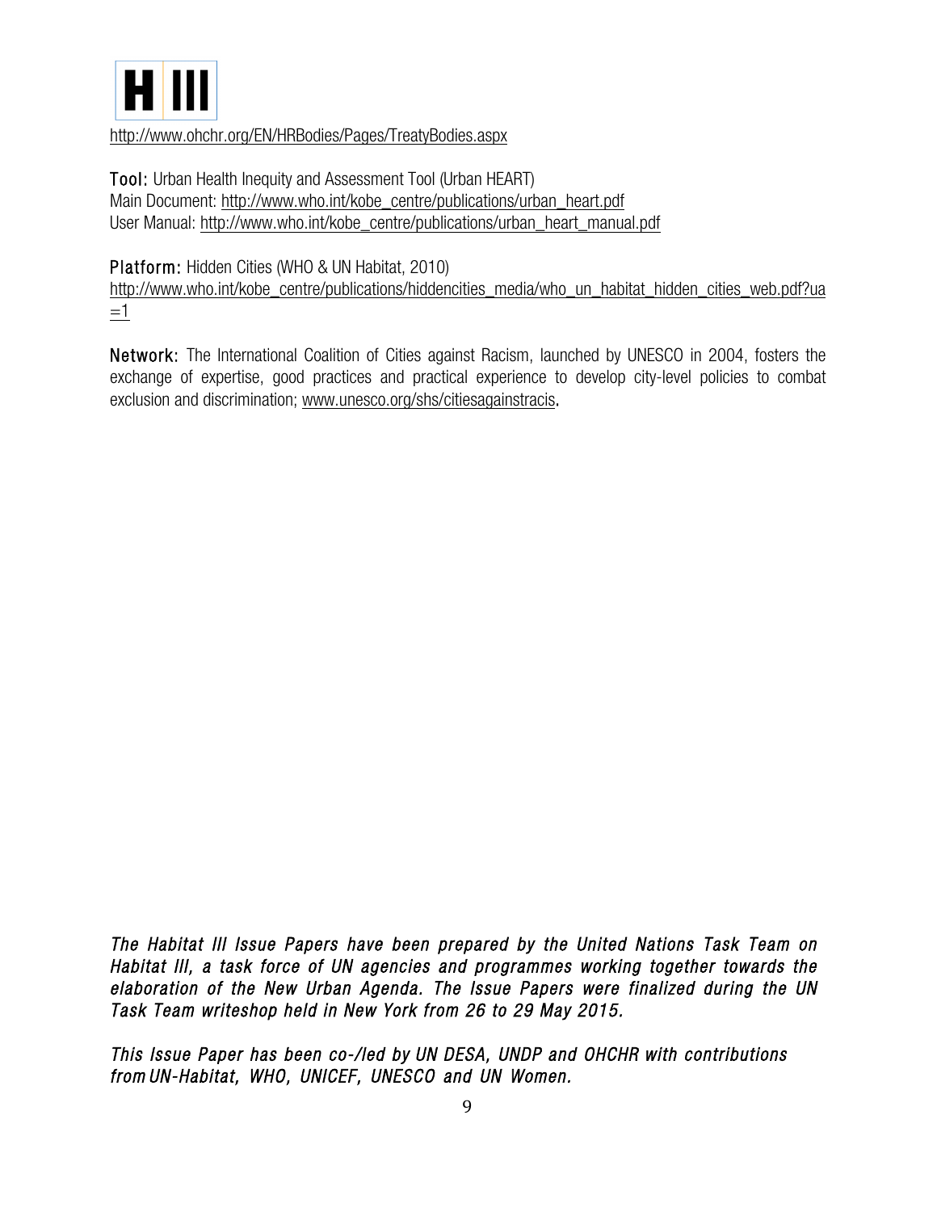http://www.ohchr.org/EN/HRBodies/Pages/TreatyBodies.aspx

**Tool:** Urban Health Inequity and Assessment Tool (Urban HEART)
Main Document: http://www.who.int/kobe_centre/publications/urban_heart.pdf
User Manual: http://www.who.int/kobe_centre/publications/urban_heart_manual.pdf

**Platform:** Hidden Cities (WHO & UN Habitat, 2010)
http://www.who.int/kobe_centre/publications/hiddencities_media/who_un_habitat_hidden_cities_web.pdf?ua=1

**Network:** The International Coalition of Cities against Racism, launched by UNESCO in 2004, fosters the exchange of expertise, good practices and practical experience to develop city-level policies to combat exclusion and discrimination; www.unesco.org/shs/citiesagainstracis.

*The Habitat III Issue Papers have been prepared by the United Nations Task Team on Habitat III, a task force of UN agencies and programmes working together towards the elaboration of the New Urban Agenda. The Issue Papers were finalized during the UN Task Team writeshop held in New York from 26 to 29 May 2015.*

*This Issue Paper has been co-/led by UN DESA, UNDP and OHCHR with contributions from UN-Habitat, WHO, UNICEF, UNESCO and UN Women.*